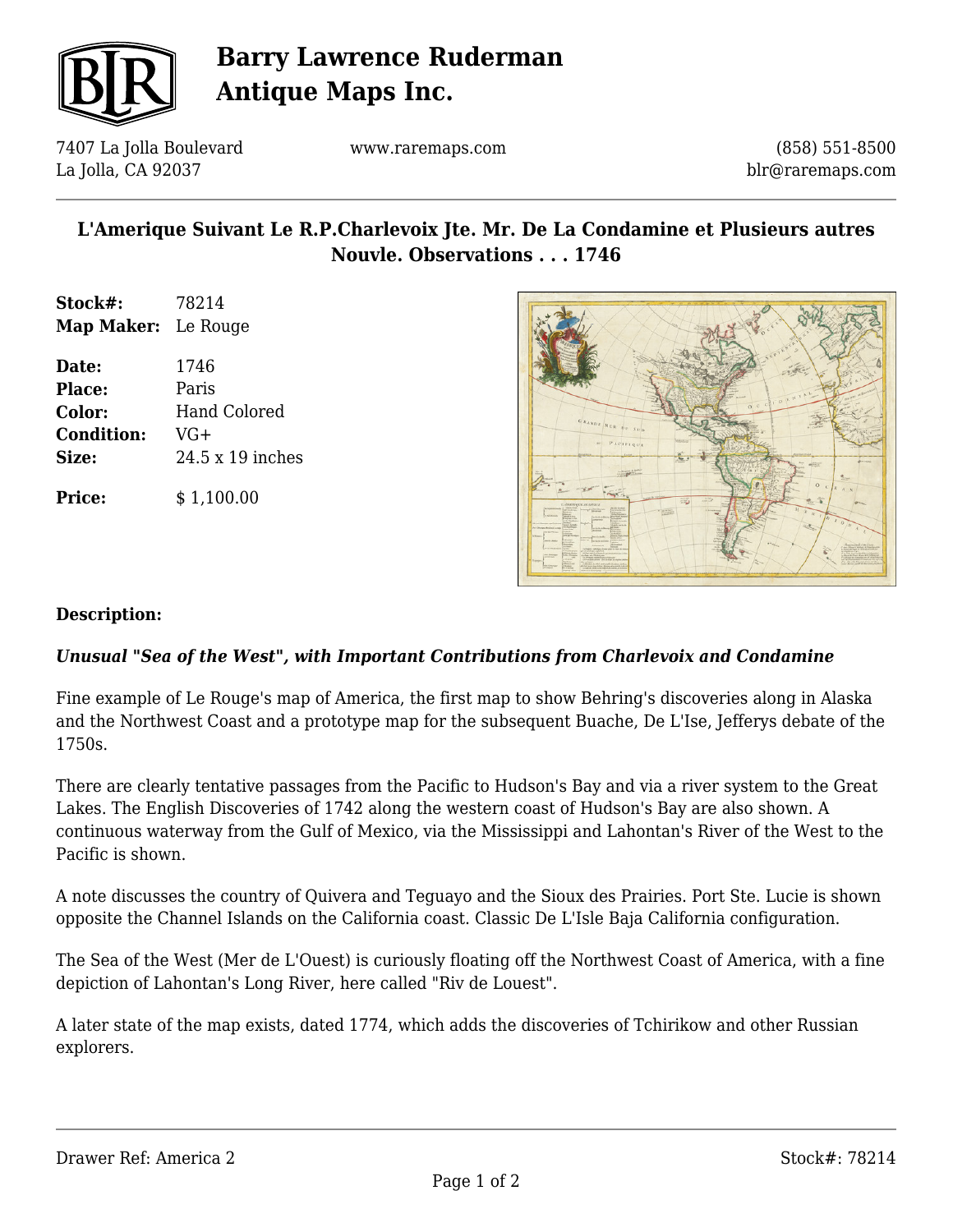# Barry Lawrence Ruderman Antique Maps Inc.

7407 La Jolla Boulevard
La Jolla, CA 92037

www.raremaps.com

(858) 551-8500
blr@raremaps.com

## L'Amerique Suivant Le R.P.Charlevoix Jte. Mr. De La Condamine et Plusieurs autres Nouvle. Observations . . . 1746

**Stock#:** 78214
**Map Maker:** Le Rouge

**Date:** 1746
**Place:** Paris
**Color:** Hand Colored
**Condition:** VG+
**Size:** 24.5 x 19 inches

**Price:** $ 1,100.00

### Description:

***Unusual "Sea of the West", with Important Contributions from Charlevoix and Condamine***

Fine example of Le Rouge's map of America, the first map to show Behring's discoveries along in Alaska and the Northwest Coast and a prototype map for the subsequent Buache, De L'Ise, Jefferys debate of the 1750s.

There are clearly tentative passages from the Pacific to Hudson's Bay and via a river system to the Great Lakes. The English Discoveries of 1742 along the western coast of Hudson's Bay are also shown. A continuous waterway from the Gulf of Mexico, via the Mississippi and Lahontan's River of the West to the Pacific is shown.

A note discusses the country of Quivera and Teguayo and the Sioux des Prairies. Port Ste. Lucie is shown opposite the Channel Islands on the California coast. Classic De L'Isle Baja California configuration.

The Sea of the West (Mer de L'Ouest) is curiously floating off the Northwest Coast of America, with a fine depiction of Lahontan's Long River, here called "Riv de Louest".

A later state of the map exists, dated 1774, which adds the discoveries of Tchirikow and other Russian explorers.

Drawer Ref: America 2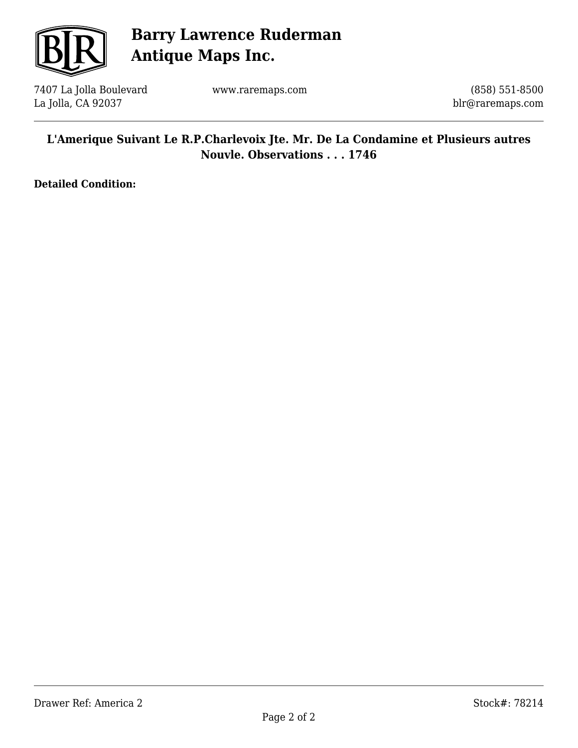**L'Amerique Suivant Le R.P.Charlevoix Jte. Mr. De La Condamine et Plusieurs autres Nouvle. Observations . . . 1746**

**Detailed Condition:**